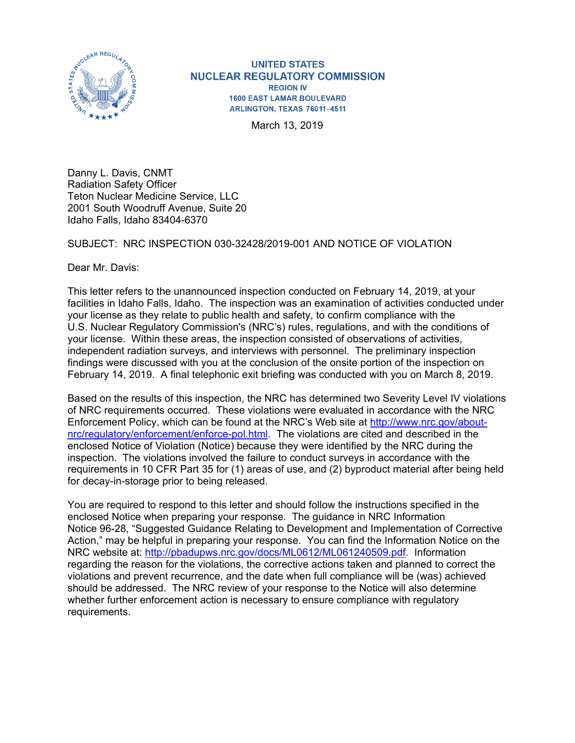UNITED STATES
NUCLEAR REGULATORY COMMISSION
REGION IV
1600 EAST LAMAR BOULEVARD
ARLINGTON, TEXAS 76011-4511

March 13, 2019

Danny L. Davis, CNMT
Radiation Safety Officer
Teton Nuclear Medicine Service, LLC
2001 South Woodruff Avenue, Suite 20
Idaho Falls, Idaho 83404-6370

SUBJECT: NRC INSPECTION 030-32428/2019-001 AND NOTICE OF VIOLATION

Dear Mr. Davis:

This letter refers to the unannounced inspection conducted on February 14, 2019, at your facilities in Idaho Falls, Idaho. The inspection was an examination of activities conducted under your license as they relate to public health and safety, to confirm compliance with the U.S. Nuclear Regulatory Commission's (NRC's) rules, regulations, and with the conditions of your license. Within these areas, the inspection consisted of observations of activities, independent radiation surveys, and interviews with personnel. The preliminary inspection findings were discussed with you at the conclusion of the onsite portion of the inspection on February 14, 2019. A final telephonic exit briefing was conducted with you on March 8, 2019.

Based on the results of this inspection, the NRC has determined two Severity Level IV violations of NRC requirements occurred. These violations were evaluated in accordance with the NRC Enforcement Policy, which can be found at the NRC's Web site at http://www.nrc.gov/about-nrc/regulatory/enforcement/enforce-pol.html. The violations are cited and described in the enclosed Notice of Violation (Notice) because they were identified by the NRC during the inspection. The violations involved the failure to conduct surveys in accordance with the requirements in 10 CFR Part 35 for (1) areas of use, and (2) byproduct material after being held for decay-in-storage prior to being released.

You are required to respond to this letter and should follow the instructions specified in the enclosed Notice when preparing your response. The guidance in NRC Information Notice 96-28, "Suggested Guidance Relating to Development and Implementation of Corrective Action," may be helpful in preparing your response. You can find the Information Notice on the NRC website at: http://pbadupws.nrc.gov/docs/ML0612/ML061240509.pdf. Information regarding the reason for the violations, the corrective actions taken and planned to correct the violations and prevent recurrence, and the date when full compliance will be (was) achieved should be addressed. The NRC review of your response to the Notice will also determine whether further enforcement action is necessary to ensure compliance with regulatory requirements.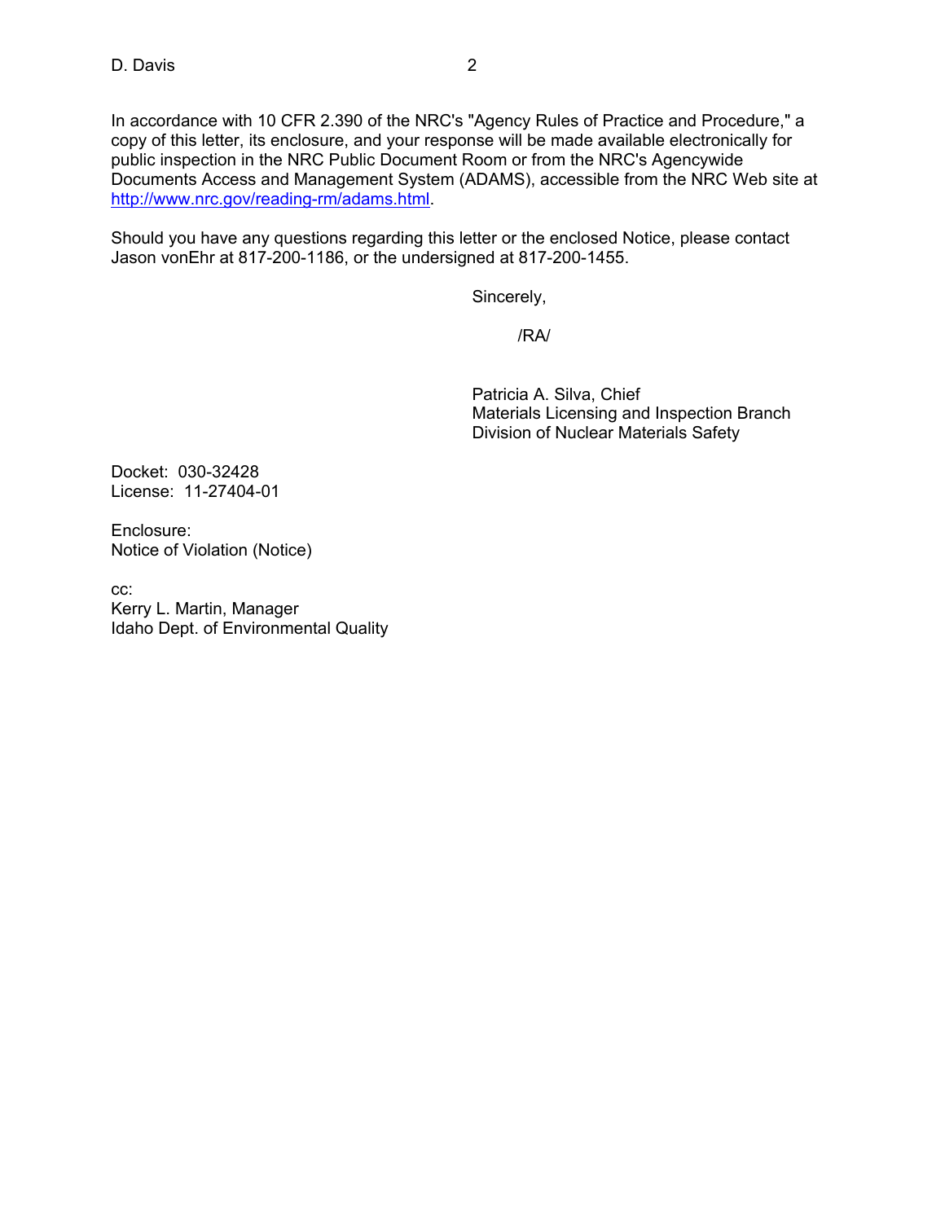In accordance with 10 CFR 2.390 of the NRC's "Agency Rules of Practice and Procedure," a copy of this letter, its enclosure, and your response will be made available electronically for public inspection in the NRC Public Document Room or from the NRC's Agencywide Documents Access and Management System (ADAMS), accessible from the NRC Web site at [http://www.nrc.gov/reading-rm/adams.html](http://www.nrc.gov/reading-rm/adams.html).

Should you have any questions regarding this letter or the enclosed Notice, please contact Jason vonEhr at 817-200-1186, or the undersigned at 817-200-1455.

Sincerely,

/RA/

Patricia A. Silva, Chief
Materials Licensing and Inspection Branch
Division of Nuclear Materials Safety

Docket: 030-32428
License: 11-27404-01

Enclosure:
Notice of Violation (Notice)

cc:
Kerry L. Martin, Manager
Idaho Dept. of Environmental Quality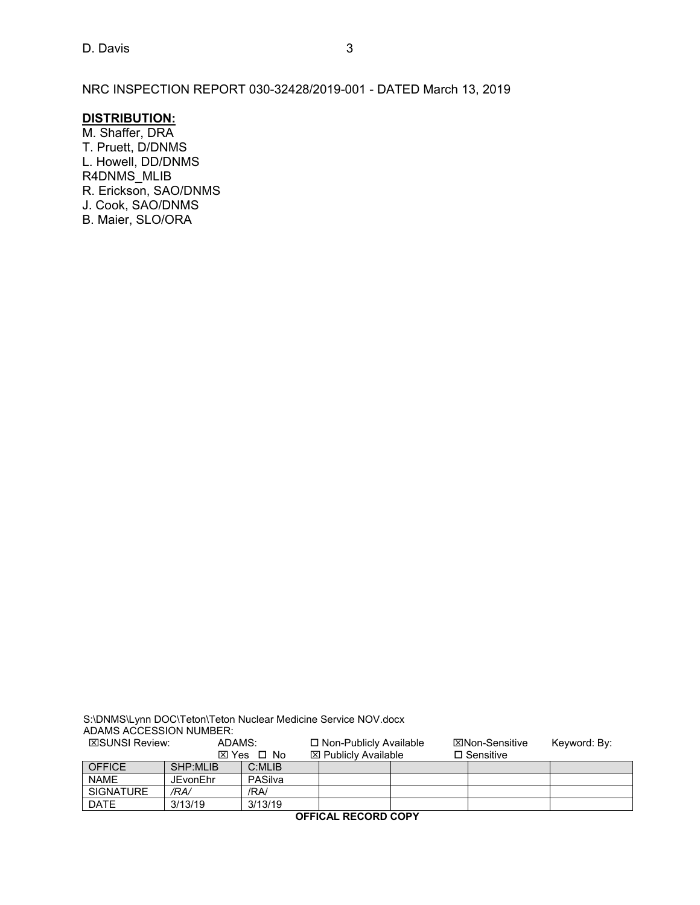NRC INSPECTION REPORT 030-32428/2019-001 - DATED March 13, 2019

**DISTRIBUTION:**

M. Shaffer, DRA
T. Pruett, D/DNMS
L. Howell, DD/DNMS
R4DNMS_MLIB
R. Erickson, SAO/DNMS
J. Cook, SAO/DNMS
B. Maier, SLO/ORA

S:\DNMS\Lynn DOC\Teton\Teton Nuclear Medicine Service NOV.docx
ADAMS ACCESSION NUMBER:

☒SUNSI Review: ADAMS: ☒ Yes ☐ No ☐ Non-Publicly Available ☒ Publicly Available ☒Non-Sensitive ☐ Sensitive Keyword: By:

| OFFICE | SHP:MLIB | C:MLIB | | | | |
|---|---|---|---|---|---|---|
| NAME | JEvonEhr | PASilva | | | | |
| SIGNATURE | /RA/ | /RA/ | | | | |
| DATE | 3/13/19 | 3/13/19 | | | | |

**OFFICAL RECORD COPY**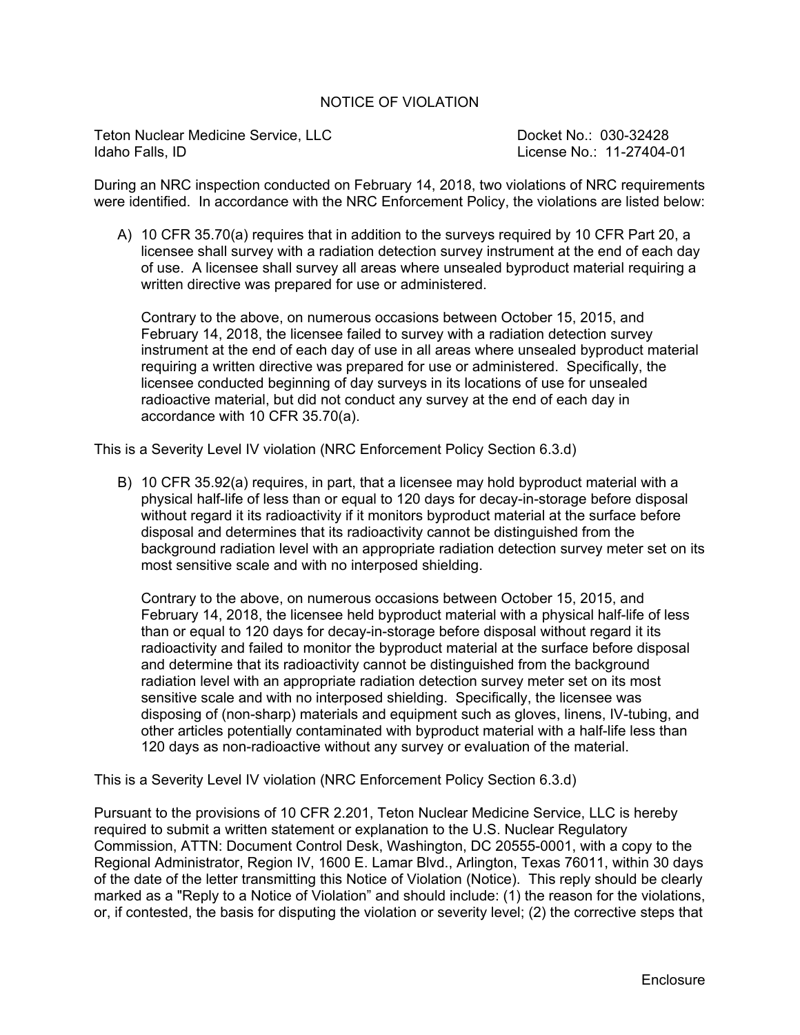# NOTICE OF VIOLATION

Teton Nuclear Medicine Service, LLC
Idaho Falls, ID

Docket No.: 030-32428
License No.: 11-27404-01

During an NRC inspection conducted on February 14, 2018, two violations of NRC requirements were identified. In accordance with the NRC Enforcement Policy, the violations are listed below:

A) 10 CFR 35.70(a) requires that in addition to the surveys required by 10 CFR Part 20, a licensee shall survey with a radiation detection survey instrument at the end of each day of use. A licensee shall survey all areas where unsealed byproduct material requiring a written directive was prepared for use or administered.

   Contrary to the above, on numerous occasions between October 15, 2015, and February 14, 2018, the licensee failed to survey with a radiation detection survey instrument at the end of each day of use in all areas where unsealed byproduct material requiring a written directive was prepared for use or administered. Specifically, the licensee conducted beginning of day surveys in its locations of use for unsealed radioactive material, but did not conduct any survey at the end of each day in accordance with 10 CFR 35.70(a).

This is a Severity Level IV violation (NRC Enforcement Policy Section 6.3.d)

B) 10 CFR 35.92(a) requires, in part, that a licensee may hold byproduct material with a physical half-life of less than or equal to 120 days for decay-in-storage before disposal without regard it its radioactivity if it monitors byproduct material at the surface before disposal and determines that its radioactivity cannot be distinguished from the background radiation level with an appropriate radiation detection survey meter set on its most sensitive scale and with no interposed shielding.

   Contrary to the above, on numerous occasions between October 15, 2015, and February 14, 2018, the licensee held byproduct material with a physical half-life of less than or equal to 120 days for decay-in-storage before disposal without regard it its radioactivity and failed to monitor the byproduct material at the surface before disposal and determine that its radioactivity cannot be distinguished from the background radiation level with an appropriate radiation detection survey meter set on its most sensitive scale and with no interposed shielding. Specifically, the licensee was disposing of (non-sharp) materials and equipment such as gloves, linens, IV-tubing, and other articles potentially contaminated with byproduct material with a half-life less than 120 days as non-radioactive without any survey or evaluation of the material.

This is a Severity Level IV violation (NRC Enforcement Policy Section 6.3.d)

Pursuant to the provisions of 10 CFR 2.201, Teton Nuclear Medicine Service, LLC is hereby required to submit a written statement or explanation to the U.S. Nuclear Regulatory Commission, ATTN: Document Control Desk, Washington, DC 20555-0001, with a copy to the Regional Administrator, Region IV, 1600 E. Lamar Blvd., Arlington, Texas 76011, within 30 days of the date of the letter transmitting this Notice of Violation (Notice). This reply should be clearly marked as a "Reply to a Notice of Violation" and should include: (1) the reason for the violations, or, if contested, the basis for disputing the violation or severity level; (2) the corrective steps that

Enclosure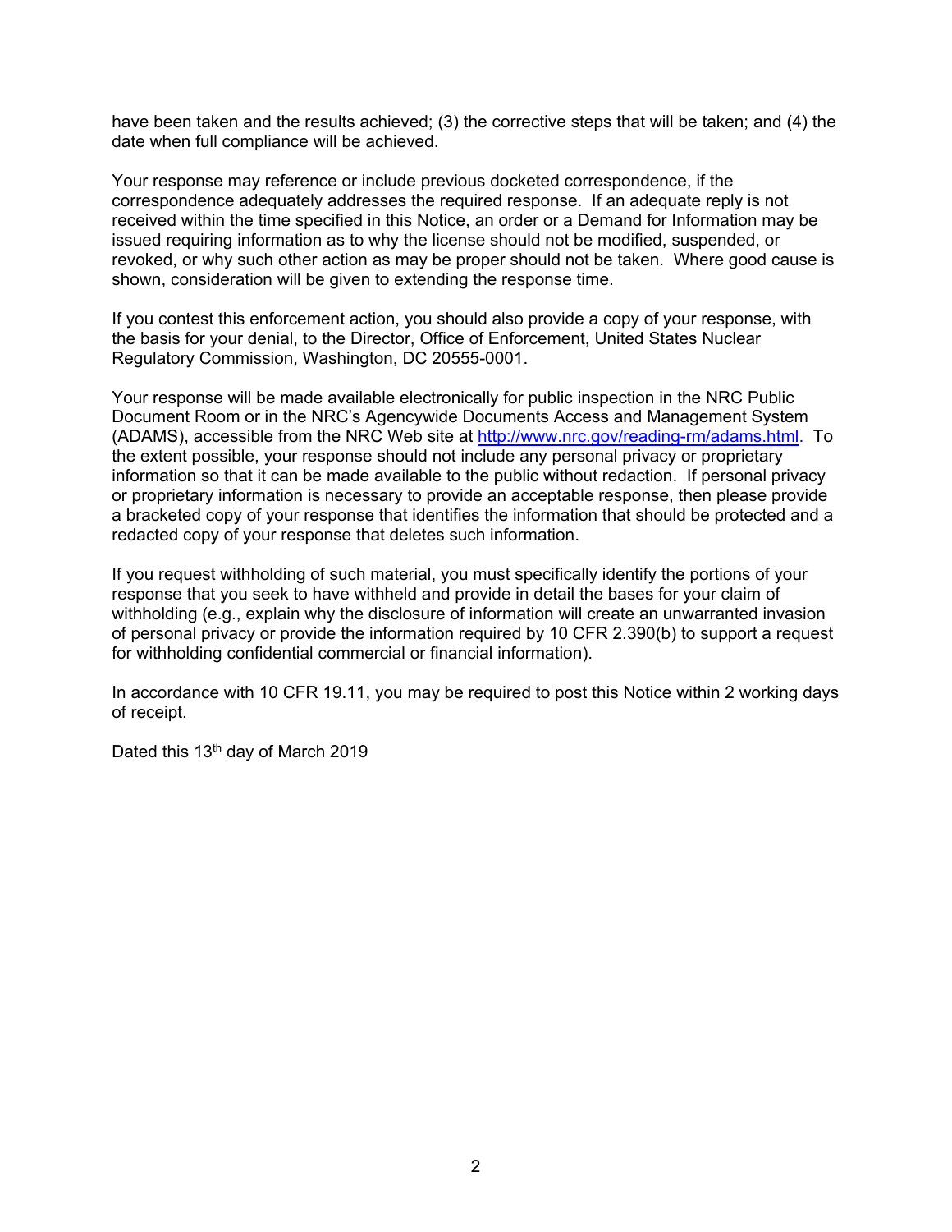have been taken and the results achieved; (3) the corrective steps that will be taken; and (4) the date when full compliance will be achieved.

Your response may reference or include previous docketed correspondence, if the correspondence adequately addresses the required response. If an adequate reply is not received within the time specified in this Notice, an order or a Demand for Information may be issued requiring information as to why the license should not be modified, suspended, or revoked, or why such other action as may be proper should not be taken. Where good cause is shown, consideration will be given to extending the response time.

If you contest this enforcement action, you should also provide a copy of your response, with the basis for your denial, to the Director, Office of Enforcement, United States Nuclear Regulatory Commission, Washington, DC 20555-0001.

Your response will be made available electronically for public inspection in the NRC Public Document Room or in the NRC's Agencywide Documents Access and Management System (ADAMS), accessible from the NRC Web site at http://www.nrc.gov/reading-rm/adams.html. To the extent possible, your response should not include any personal privacy or proprietary information so that it can be made available to the public without redaction. If personal privacy or proprietary information is necessary to provide an acceptable response, then please provide a bracketed copy of your response that identifies the information that should be protected and a redacted copy of your response that deletes such information.

If you request withholding of such material, you must specifically identify the portions of your response that you seek to have withheld and provide in detail the bases for your claim of withholding (e.g., explain why the disclosure of information will create an unwarranted invasion of personal privacy or provide the information required by 10 CFR 2.390(b) to support a request for withholding confidential commercial or financial information).

In accordance with 10 CFR 19.11, you may be required to post this Notice within 2 working days of receipt.

Dated this 13th day of March 2019